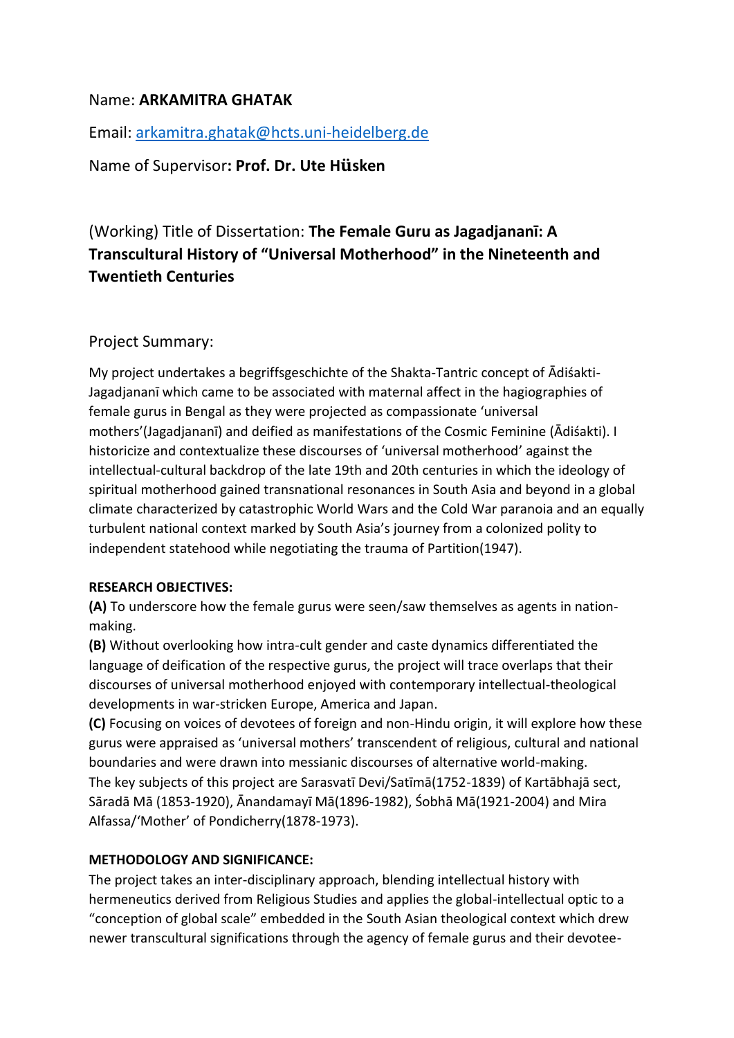Name: **ARKAMITRA GHATAK**

Email: arkamitra.ghatak@hcts.uni-heidelberg.de

Name of Supervisor**: Prof. Dr. Ute Hüsken**

## (Working) Title of Dissertation: **The Female Guru as Jagadjananī: A Transcultural History of "Universal Motherhood" in the Nineteenth and Twentieth Centuries**

### Project Summary:

My project undertakes a begriffsgeschichte of the Shakta-Tantric concept of Ādiśakti-Jagadjananī which came to be associated with maternal affect in the hagiographies of female gurus in Bengal as they were projected as compassionate 'universal mothers'(Jagadjananī) and deified as manifestations of the Cosmic Feminine (Ādiśakti). I historicize and contextualize these discourses of 'universal motherhood' against the intellectual-cultural backdrop of the late 19th and 20th centuries in which the ideology of spiritual motherhood gained transnational resonances in South Asia and beyond in a global climate characterized by catastrophic World Wars and the Cold War paranoia and an equally turbulent national context marked by South Asia's journey from a colonized polity to independent statehood while negotiating the trauma of Partition(1947).

**RESEARCH OBJECTIVES:**

**(A)** To underscore how the female gurus were seen/saw themselves as agents in nation-making.

**(B)** Without overlooking how intra-cult gender and caste dynamics differentiated the language of deification of the respective gurus, the project will trace overlaps that their discourses of universal motherhood enjoyed with contemporary intellectual-theological developments in war-stricken Europe, America and Japan.

**(C)** Focusing on voices of devotees of foreign and non-Hindu origin, it will explore how these gurus were appraised as 'universal mothers' transcendent of religious, cultural and national boundaries and were drawn into messianic discourses of alternative world-making.

The key subjects of this project are Sarasvatī Devi/Satīmā(1752-1839) of Kartābhajā sect, Sāradā Mā (1853-1920), Ānandamayī Mā(1896-1982), Śobhā Mā(1921-2004) and Mira Alfassa/'Mother' of Pondicherry(1878-1973).

**METHODOLOGY AND SIGNIFICANCE:**

The project takes an inter-disciplinary approach, blending intellectual history with hermeneutics derived from Religious Studies and applies the global-intellectual optic to a "conception of global scale" embedded in the South Asian theological context which drew newer transcultural significations through the agency of female gurus and their devotee-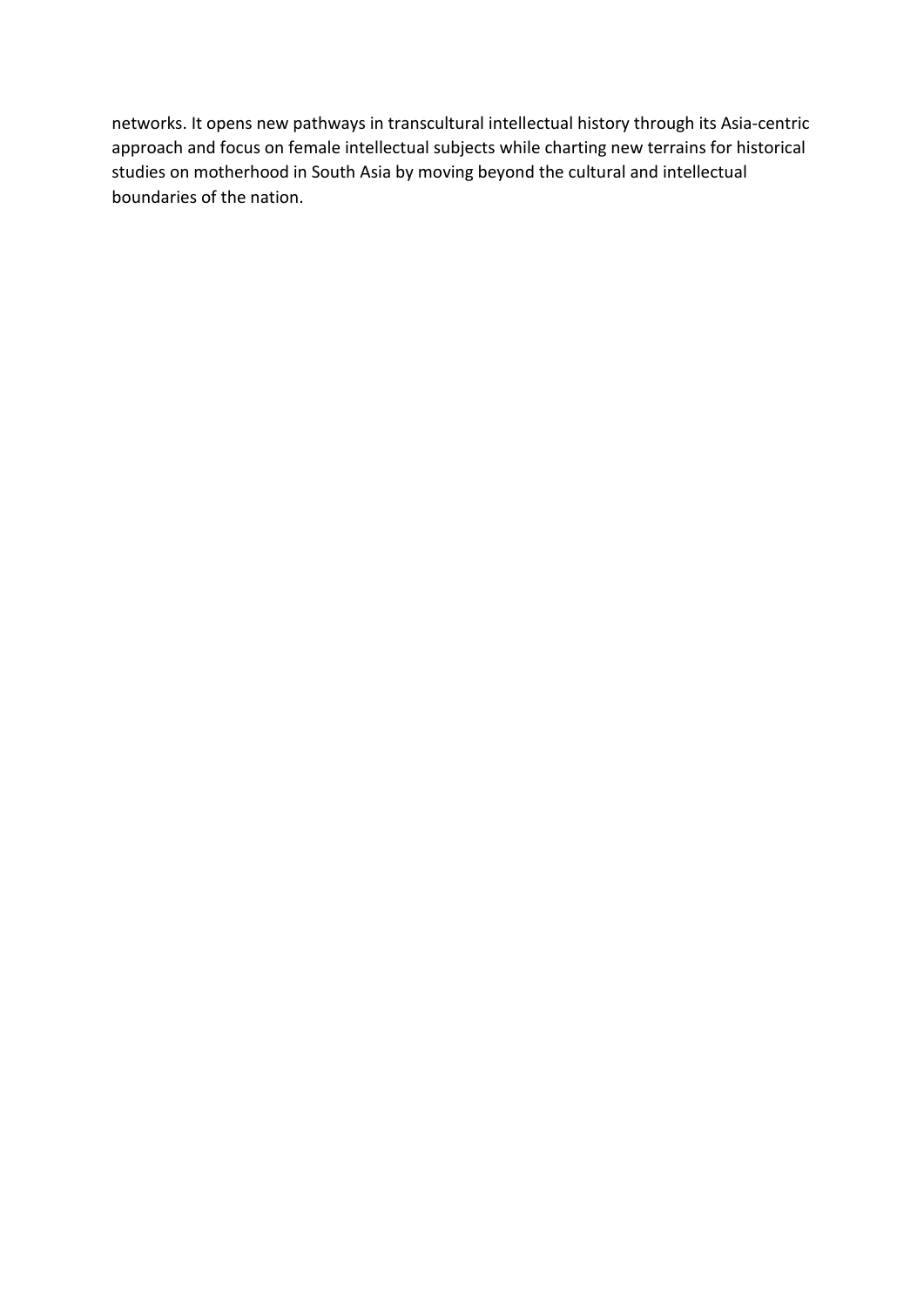networks. It opens new pathways in transcultural intellectual history through its Asia-centric approach and focus on female intellectual subjects while charting new terrains for historical studies on motherhood in South Asia by moving beyond the cultural and intellectual boundaries of the nation.